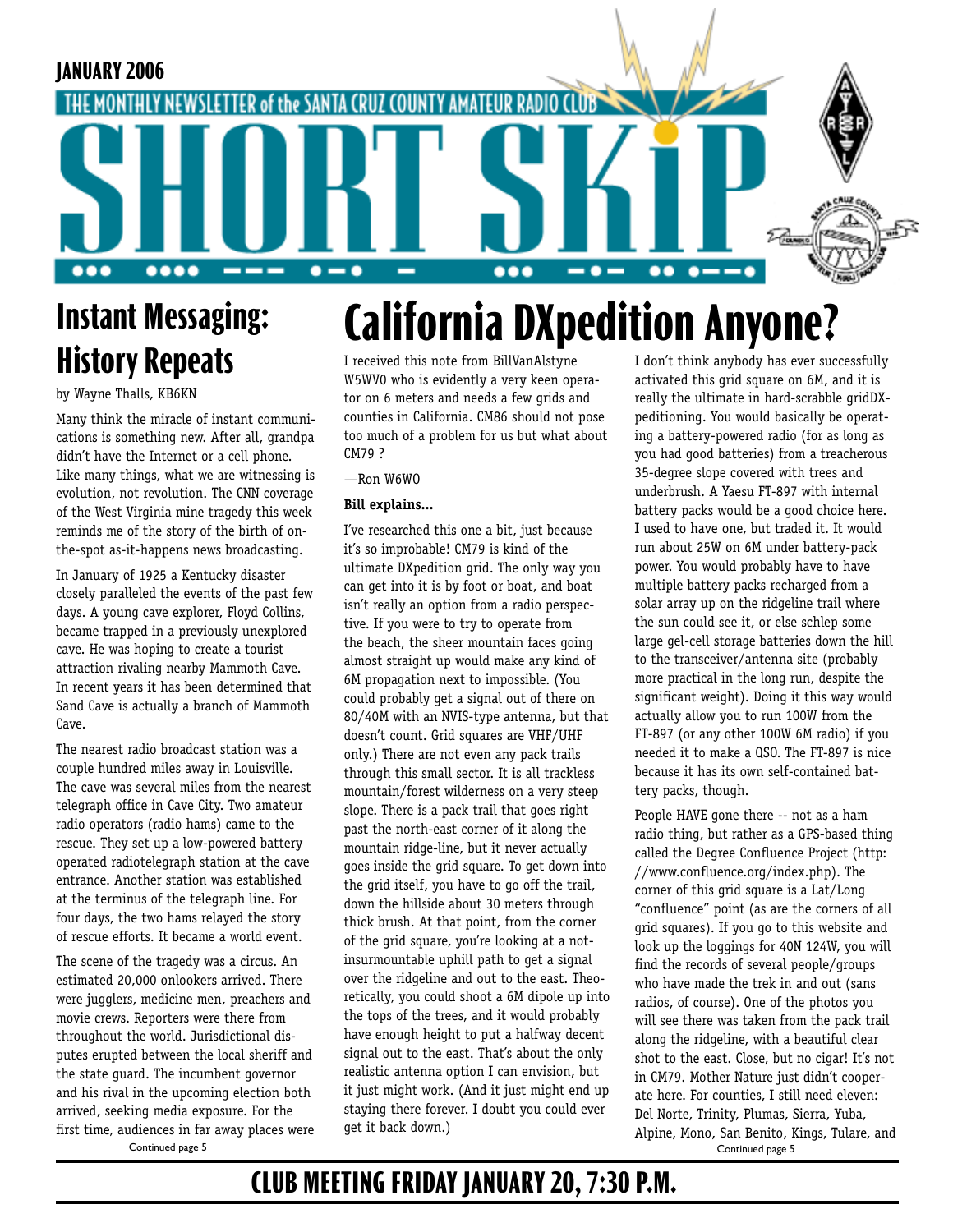JANUARY 2006

THE MONTHLY NEWSLETTER of the SANTA CRUZ COUNTY AMATEUR RADIO CLUB

# SHORT SKiP

## Instant Messaging: History Repeats

by Wayne Thalls, KB6KN

Many think the miracle of instant communications is something new. After all, grandpa didn't have the Internet or a cell phone. Like many things, what we are witnessing is evolution, not revolution. The CNN coverage of the West Virginia mine tragedy this week reminds me of the story of the birth of on-the-spot as-it-happens news broadcasting.

In January of 1925 a Kentucky disaster closely paralleled the events of the past few days. A young cave explorer, Floyd Collins, became trapped in a previously unexplored cave. He was hoping to create a tourist attraction rivaling nearby Mammoth Cave. In recent years it has been determined that Sand Cave is actually a branch of Mammoth Cave.

The nearest radio broadcast station was a couple hundred miles away in Louisville. The cave was several miles from the nearest telegraph office in Cave City. Two amateur radio operators (radio hams) came to the rescue. They set up a low-powered battery operated radiotelegraph station at the cave entrance. Another station was established at the terminus of the telegraph line. For four days, the two hams relayed the story of rescue efforts. It became a world event.

The scene of the tragedy was a circus. An estimated 20,000 onlookers arrived. There were jugglers, medicine men, preachers and movie crews. Reporters were there from throughout the world. Jurisdictional disputes erupted between the local sheriff and the state guard. The incumbent governor and his rival in the upcoming election both arrived, seeking media exposure. For the first time, audiences in far away places were

Continued page 5

## California DXpedition Anyone?

I received this note from BillVanAlstyne W5WVO who is evidently a very keen operator on 6 meters and needs a few grids and counties in California. CM86 should not pose too much of a problem for us but what about CM79 ?

—Ron W6WO

**Bill explains...**

I've researched this one a bit, just because it's so improbable! CM79 is kind of the ultimate DXpedition grid. The only way you can get into it is by foot or boat, and boat isn't really an option from a radio perspective. If you were to try to operate from the beach, the sheer mountain faces going almost straight up would make any kind of 6M propagation next to impossible. (You could probably get a signal out of there on 80/40M with an NVIS-type antenna, but that doesn't count. Grid squares are VHF/UHF only.) There are not even any pack trails through this small sector. It is all trackless mountain/forest wilderness on a very steep slope. There is a pack trail that goes right past the north-east corner of it along the mountain ridge-line, but it never actually goes inside the grid square. To get down into the grid itself, you have to go off the trail, down the hillside about 30 meters through thick brush. At that point, from the corner of the grid square, you're looking at a not-insurmountable uphill path to get a signal over the ridgeline and out to the east. Theoretically, you could shoot a 6M dipole up into the tops of the trees, and it would probably have enough height to put a halfway decent signal out to the east. That's about the only realistic antenna option I can envision, but it just might work. (And it just might end up staying there forever. I doubt you could ever get it back down.)

I don't think anybody has ever successfully activated this grid square on 6M, and it is really the ultimate in hard-scrabble gridDX-peditioning. You would basically be operating a battery-powered radio (for as long as you had good batteries) from a treacherous 35-degree slope covered with trees and underbrush. A Yaesu FT-897 with internal battery packs would be a good choice here. I used to have one, but traded it. It would run about 25W on 6M under battery-pack power. You would probably have to have multiple battery packs recharged from a solar array up on the ridgeline trail where the sun could see it, or else schlep some large gel-cell storage batteries down the hill to the transceiver/antenna site (probably more practical in the long run, despite the significant weight). Doing it this way would actually allow you to run 100W from the FT-897 (or any other 100W 6M radio) if you needed it to make a QSO. The FT-897 is nice because it has its own self-contained battery packs, though.

People HAVE gone there -- not as a ham radio thing, but rather as a GPS-based thing called the Degree Confluence Project (http://www.confluence.org/index.php). The corner of this grid square is a Lat/Long "confluence" point (as are the corners of all grid squares). If you go to this website and look up the loggings for 40N 124W, you will find the records of several people/groups who have made the trek in and out (sans radios, of course). One of the photos you will see there was taken from the pack trail along the ridgeline, with a beautiful clear shot to the east. Close, but no cigar! It's not in CM79. Mother Nature just didn't cooperate here. For counties, I still need eleven: Del Norte, Trinity, Plumas, Sierra, Yuba, Alpine, Mono, San Benito, Kings, Tulare, and

Continued page 5

**CLUB MEETING FRIDAY JANUARY 20, 7:30 P.M.**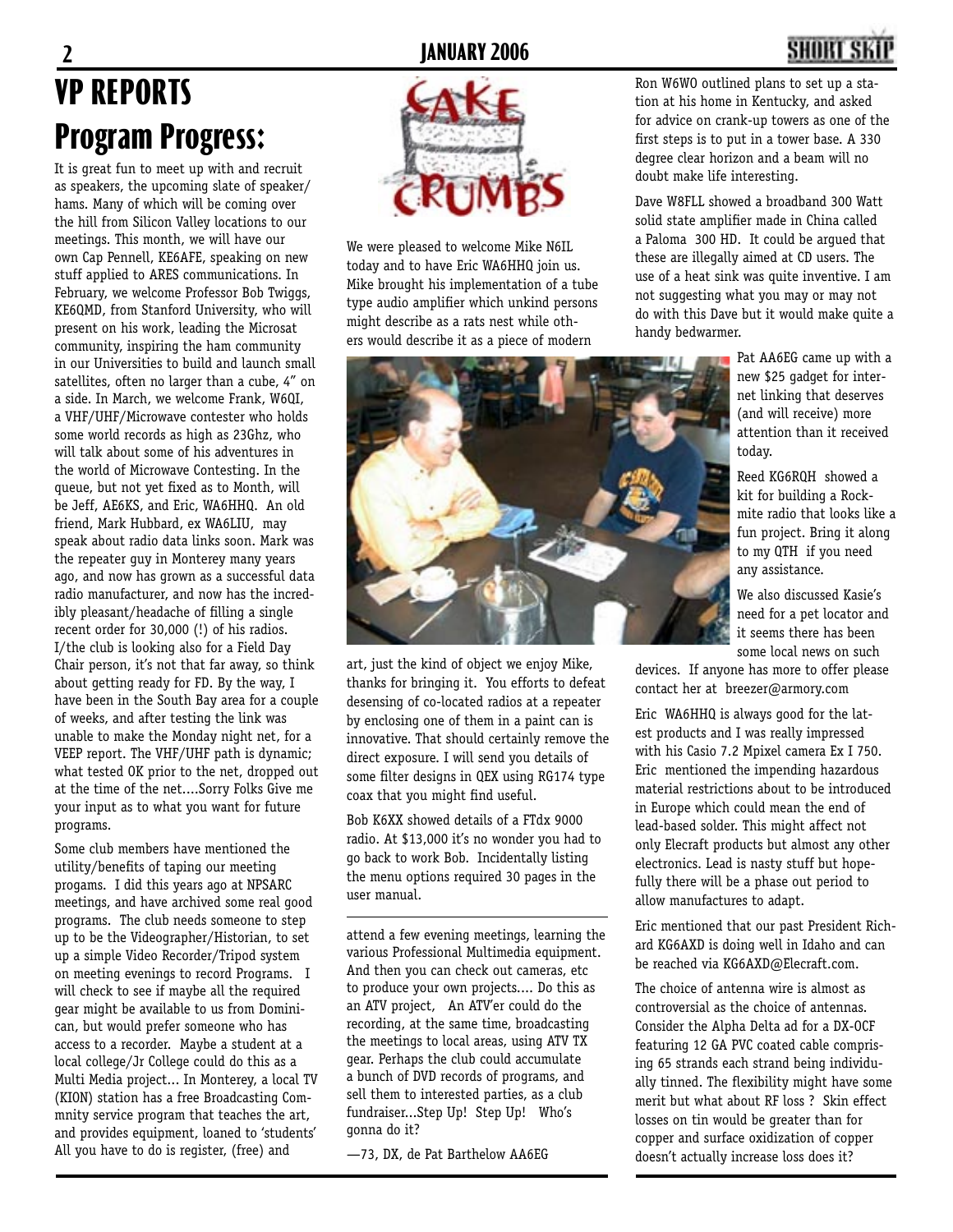# VP REPORTS

## Program Progress:

It is great fun to meet up with and recruit as speakers, the upcoming slate of speaker/hams. Many of which will be coming over the hill from Silicon Valley locations to our meetings. This month, we will have our own Cap Pennell, KE6AFE, speaking on new stuff applied to ARES communications. In February, we welcome Professor Bob Twiggs, KE6QMD, from Stanford University, who will present on his work, leading the Microsat community, inspiring the ham community in our Universities to build and launch small satellites, often no larger than a cube, 4" on a side. In March, we welcome Frank, W6QI, a VHF/UHF/Microwave contester who holds some world records as high as 23Ghz, who will talk about some of his adventures in the world of Microwave Contesting. In the queue, but not yet fixed as to Month, will be Jeff, AE6KS, and Eric, WA6HHQ. An old friend, Mark Hubbard, ex WA6LIU, may speak about radio data links soon. Mark was the repeater guy in Monterey many years ago, and now has grown as a successful data radio manufacturer, and now has the incredibly pleasant/headache of filling a single recent order for 30,000 (!) of his radios. I/the club is looking also for a Field Day Chair person, it's not that far away, so think about getting ready for FD. By the way, I have been in the South Bay area for a couple of weeks, and after testing the link was unable to make the Monday night net, for a VEEP report. The VHF/UHF path is dynamic; what tested OK prior to the net, dropped out at the time of the net....Sorry Folks Give me your input as to what you want for future programs.

Some club members have mentioned the utility/benefits of taping our meeting progams. I did this years ago at NPSARC meetings, and have archived some real good programs. The club needs someone to step up to be the Videographer/Historian, to set up a simple Video Recorder/Tripod system on meeting evenings to record Programs. I will check to see if maybe all the required gear might be available to us from Dominican, but would prefer someone who has access to a recorder. Maybe a student at a local college/Jr College could do this as a Multi Media project... In Monterey, a local TV (KION) station has a free Broadcasting Commnity service program that teaches the art, and provides equipment, loaned to 'students' All you have to do is register, (free) and attend a few evening meetings, learning the various Professional Multimedia equipment. And then you can check out cameras, etc to produce your own projects.... Do this as an ATV project, An ATV'er could do the recording, at the same time, broadcasting the meetings to local areas, using ATV TX gear. Perhaps the club could accumulate a bunch of DVD records of programs, and sell them to interested parties, as a club fundraiser...Step Up! Step Up! Who's gonna do it?

—73, DX, de Pat Barthelow AA6EG

# CAKE CRUMBS

We were pleased to welcome Mike N6IL today and to have Eric WA6HHQ join us. Mike brought his implementation of a tube type audio amplifier which unkind persons might describe as a rats nest while others would describe it as a piece of modern art, just the kind of object we enjoy Mike, thanks for bringing it. You efforts to defeat desensing of co-located radios at a repeater by enclosing one of them in a paint can is innovative. That should certainly remove the direct exposure. I will send you details of some filter designs in QEX using RG174 type coax that you might find useful.

Bob K6XX showed details of a FTdx 9000 radio. At $13,000 it's no wonder you had to go back to work Bob. Incidentally listing the menu options required 30 pages in the user manual.

Ron W6WO outlined plans to set up a station at his home in Kentucky, and asked for advice on crank-up towers as one of the first steps is to put in a tower base. A 330 degree clear horizon and a beam will no doubt make life interesting.

Dave W8FLL showed a broadband 300 Watt solid state amplifier made in China called a Paloma 300 HD. It could be argued that these are illegally aimed at CD users. The use of a heat sink was quite inventive. I am not suggesting what you may or may not do with this Dave but it would make quite a handy bedwarmer.

Pat AA6EG came up with a new $25 gadget for internet linking that deserves (and will receive) more attention than it received today.

Reed KG6RQH showed a kit for building a Rockmite radio that looks like a fun project. Bring it along to my QTH if you need any assistance.

We also discussed Kasie's need for a pet locator and it seems there has been some local news on such devices. If anyone has more to offer please contact her at breezer@armory.com

Eric WA6HHQ is always good for the latest products and I was really impressed with his Casio 7.2 Mpixel camera Ex I 750. Eric mentioned the impending hazardous material restrictions about to be introduced in Europe which could mean the end of lead-based solder. This might affect not only Elecraft products but almost any other electronics. Lead is nasty stuff but hopefully there will be a phase out period to allow manufactures to adapt.

Eric mentioned that our past President Richard KG6AXD is doing well in Idaho and can be reached via KG6AXD@Elecraft.com.

The choice of antenna wire is almost as controversial as the choice of antennas. Consider the Alpha Delta ad for a DX-OCF featuring 12 GA PVC coated cable comprising 65 strands each strand being individually tinned. The flexibility might have some merit but what about RF loss ? Skin effect losses on tin would be greater than for copper and surface oxidization of copper doesn't actually increase loss does it?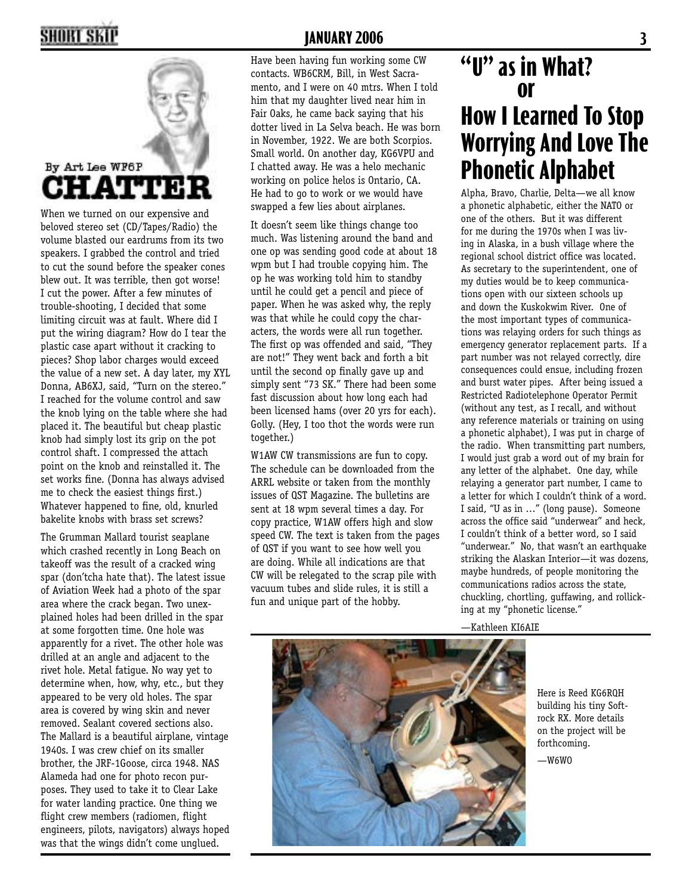By Art Lee WF6P

# CHATTER

When we turned on our expensive and beloved stereo set (CD/Tapes/Radio) the volume blasted our eardrums from its two speakers. I grabbed the control and tried to cut the sound before the speaker cones blew out. It was terrible, then got worse! I cut the power. After a few minutes of trouble-shooting, I decided that some limiting circuit was at fault. Where did I put the wiring diagram? How do I tear the plastic case apart without it cracking to pieces? Shop labor charges would exceed the value of a new set. A day later, my XYL Donna, AB6XJ, said, "Turn on the stereo." I reached for the volume control and saw the knob lying on the table where she had placed it. The beautiful but cheap plastic knob had simply lost its grip on the pot control shaft. I compressed the attach point on the knob and reinstalled it. The set works fine. (Donna has always advised me to check the easiest things first.) Whatever happened to fine, old, knurled bakelite knobs with brass set screws?

The Grumman Mallard tourist seaplane which crashed recently in Long Beach on takeoff was the result of a cracked wing spar (don'tcha hate that). The latest issue of Aviation Week had a photo of the spar area where the crack began. Two unexplained holes had been drilled in the spar at some forgotten time. One hole was apparently for a rivet. The other hole was drilled at an angle and adjacent to the rivet hole. Metal fatigue. No way yet to determine when, how, why, etc., but they appeared to be very old holes. The spar area is covered by wing skin and never removed. Sealant covered sections also. The Mallard is a beautiful airplane, vintage 1940s. I was crew chief on its smaller brother, the JRF-1Goose, circa 1948. NAS Alameda had one for photo recon purposes. They used to take it to Clear Lake for water landing practice. One thing we flight crew members (radiomen, flight engineers, pilots, navigators) always hoped was that the wings didn't come unglued.

Have been having fun working some CW contacts. WB6CRM, Bill, in West Sacramento, and I were on 40 mtrs. When I told him that my daughter lived near him in Fair Oaks, he came back saying that his dotter lived in La Selva beach. He was born in November, 1922. We are both Scorpios. Small world. On another day, KG6VPU and I chatted away. He was a helo mechanic working on police helos is Ontario, CA. He had to go to work or we would have swapped a few lies about airplanes.

It doesn't seem like things change too much. Was listening around the band and one op was sending good code at about 18 wpm but I had trouble copying him. The op he was working told him to standby until he could get a pencil and piece of paper. When he was asked why, the reply was that while he could copy the characters, the words were all run together. The first op was offended and said, "They are not!" They went back and forth a bit until the second op finally gave up and simply sent "73 SK." There had been some fast discussion about how long each had been licensed hams (over 20 yrs for each). Golly. (Hey, I too thot the words were run together.)

W1AW CW transmissions are fun to copy. The schedule can be downloaded from the ARRL website or taken from the monthly issues of QST Magazine. The bulletins are sent at 18 wpm several times a day. For copy practice, W1AW offers high and slow speed CW. The text is taken from the pages of QST if you want to see how well you are doing. While all indications are that CW will be relegated to the scrap pile with vacuum tubes and slide rules, it is still a fun and unique part of the hobby.

# "U" as in What? or How I Learned To Stop Worrying And Love The Phonetic Alphabet

Alpha, Bravo, Charlie, Delta—we all know a phonetic alphabetic, either the NATO or one of the others. But it was different for me during the 1970s when I was living in Alaska, in a bush village where the regional school district office was located. As secretary to the superintendent, one of my duties would be to keep communications open with our sixteen schools up and down the Kuskokwim River. One of the most important types of communications was relaying orders for such things as emergency generator replacement parts. If a part number was not relayed correctly, dire consequences could ensue, including frozen and burst water pipes. After being issued a Restricted Radiotelephone Operator Permit (without any test, as I recall, and without any reference materials or training on using a phonetic alphabet), I was put in charge of the radio. When transmitting part numbers, I would just grab a word out of my brain for any letter of the alphabet. One day, while relaying a generator part number, I came to a letter for which I couldn't think of a word. I said, "U as in …" (long pause). Someone across the office said "underwear" and heck, I couldn't think of a better word, so I said "underwear." No, that wasn't an earthquake striking the Alaskan Interior—it was dozens, maybe hundreds, of people monitoring the communications radios across the state, chuckling, chortling, guffawing, and rollicking at my "phonetic license."

—Kathleen KI6AIE

Here is Reed KG6RQH building his tiny Softrock RX. More details on the project will be forthcoming.

—W6WO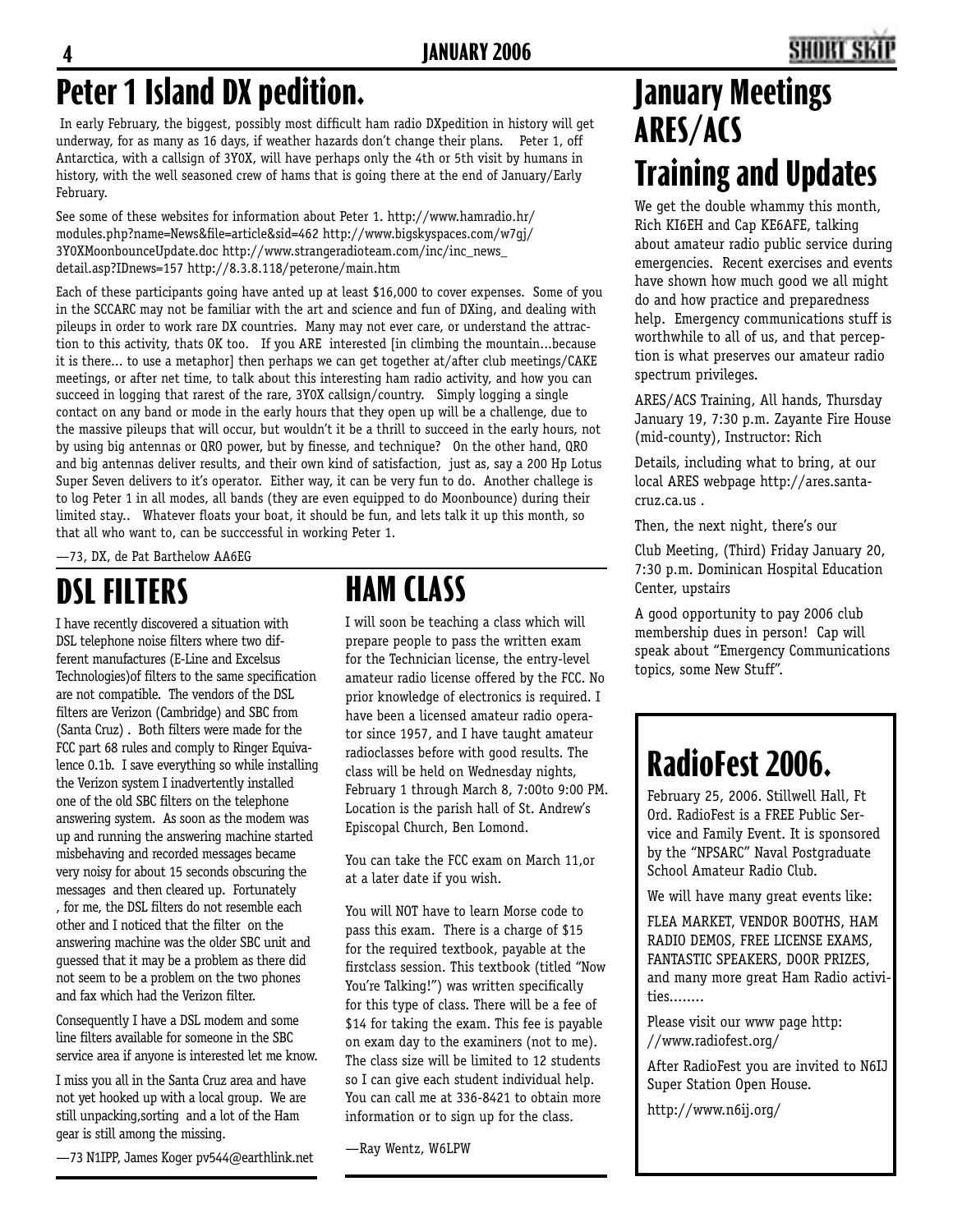# Peter 1 Island DX pedition.

In early February, the biggest, possibly most difficult ham radio DXpedition in history will get underway, for as many as 16 days, if weather hazards don't change their plans. Peter 1, off Antarctica, with a callsign of 3Y0X, will have perhaps only the 4th or 5th visit by humans in history, with the well seasoned crew of hams that is going there at the end of January/Early February.

See some of these websites for information about Peter 1. http://www.hamradio.hr/modules.php?name=News&file=article&sid=462 http://www.bigskyspaces.com/w7gj/3Y0XMoonbounceUpdate.doc http://www.strangeradioteam.com/inc/inc_news_detail.asp?IDnews=157 http://8.3.8.118/peterone/main.htm

Each of these participants going have anted up at least $16,000 to cover expenses. Some of you in the SCCARC may not be familiar with the art and science and fun of DXing, and dealing with pileups in order to work rare DX countries. Many may not ever care, or understand the attraction to this activity, thats OK too. If you ARE interested [in climbing the mountain...because it is there... to use a metaphor] then perhaps we can get together at/after club meetings/CAKE meetings, or after net time, to talk about this interesting ham radio activity, and how you can succeed in logging that rarest of the rare, 3Y0X callsign/country. Simply logging a single contact on any band or mode in the early hours that they open up will be a challenge, due to the massive pileups that will occur, but wouldn't it be a thrill to succeed in the early hours, not by using big antennas or QRO power, but by finesse, and technique? On the other hand, QRO and big antennas deliver results, and their own kind of satisfaction, just as, say a 200 Hp Lotus Super Seven delivers to it's operator. Either way, it can be very fun to do. Another challege is to log Peter 1 in all modes, all bands (they are even equipped to do Moonbounce) during their limited stay.. Whatever floats your boat, it should be fun, and lets talk it up this month, so that all who want to, can be succcessful in working Peter 1.

—73, DX, de Pat Barthelow AA6EG

# DSL FILTERS

I have recently discovered a situation with DSL telephone noise filters where two different manufactures (E-Line and Excelsus Technologies)of filters to the same specification are not compatible. The vendors of the DSL filters are Verizon (Cambridge) and SBC from (Santa Cruz) . Both filters were made for the FCC part 68 rules and comply to Ringer Equivalence 0.1b. I save everything so while installing the Verizon system I inadvertently installed one of the old SBC filters on the telephone answering system. As soon as the modem was up and running the answering machine started misbehaving and recorded messages became very noisy for about 15 seconds obscuring the messages and then cleared up. Fortunately , for me, the DSL filters do not resemble each other and I noticed that the filter on the answering machine was the older SBC unit and guessed that it may be a problem as there did not seem to be a problem on the two phones and fax which had the Verizon filter.

Consequently I have a DSL modem and some line filters available for someone in the SBC service area if anyone is interested let me know.

I miss you all in the Santa Cruz area and have not yet hooked up with a local group. We are still unpacking,sorting and a lot of the Ham gear is still among the missing.

—73 N1IPP, James Koger pv544@earthlink.net

# HAM CLASS

I will soon be teaching a class which will prepare people to pass the written exam for the Technician license, the entry-level amateur radio license offered by the FCC. No prior knowledge of electronics is required. I have been a licensed amateur radio operator since 1957, and I have taught amateur radioclasses before with good results. The class will be held on Wednesday nights, February 1 through March 8, 7:00to 9:00 PM. Location is the parish hall of St. Andrew's Episcopal Church, Ben Lomond.

You can take the FCC exam on March 11,or at a later date if you wish.

You will NOT have to learn Morse code to pass this exam. There is a charge of $15 for the required textbook, payable at the firstclass session. This textbook (titled "Now You're Talking!") was written specifically for this type of class. There will be a fee of $14 for taking the exam. This fee is payable on exam day to the examiners (not to me). The class size will be limited to 12 students so I can give each student individual help. You can call me at 336-8421 to obtain more information or to sign up for the class.

—Ray Wentz, W6LPW

# January Meetings ARES/ACS Training and Updates

We get the double whammy this month, Rich KI6EH and Cap KE6AFE, talking about amateur radio public service during emergencies. Recent exercises and events have shown how much good we all might do and how practice and preparedness help. Emergency communications stuff is worthwhile to all of us, and that perception is what preserves our amateur radio spectrum privileges.

ARES/ACS Training, All hands, Thursday January 19, 7:30 p.m. Zayante Fire House (mid-county), Instructor: Rich

Details, including what to bring, at our local ARES webpage http://ares.santa-cruz.ca.us .

Then, the next night, there's our

Club Meeting, (Third) Friday January 20, 7:30 p.m. Dominican Hospital Education Center, upstairs

A good opportunity to pay 2006 club membership dues in person! Cap will speak about "Emergency Communications topics, some New Stuff".

# RadioFest 2006.

February 25, 2006. Stillwell Hall, Ft Ord. RadioFest is a FREE Public Service and Family Event. It is sponsored by the "NPSARC" Naval Postgraduate School Amateur Radio Club.

We will have many great events like:

FLEA MARKET, VENDOR BOOTHS, HAM RADIO DEMOS, FREE LICENSE EXAMS, FANTASTIC SPEAKERS, DOOR PRIZES, and many more great Ham Radio activities........

Please visit our www page http://www.radiofest.org/

After RadioFest you are invited to N6IJ Super Station Open House.

http://www.n6ij.org/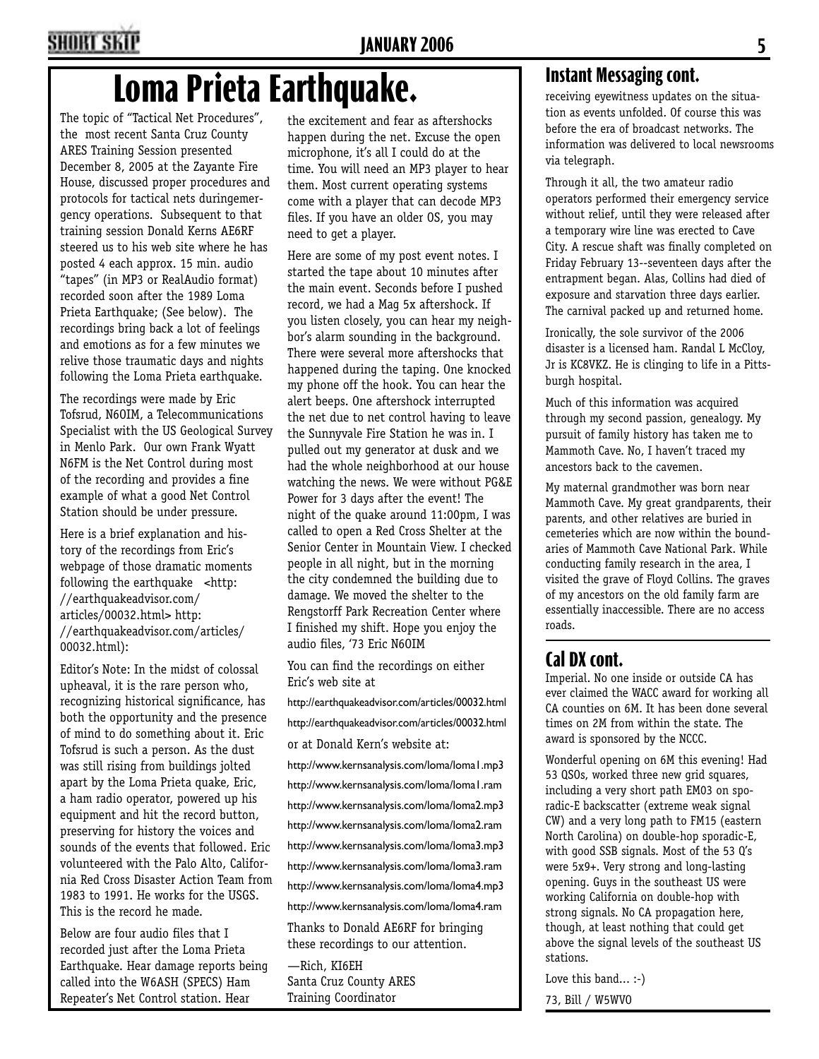# Loma Prieta Earthquake.

The topic of "Tactical Net Procedures", the most recent Santa Cruz County ARES Training Session presented December 8, 2005 at the Zayante Fire House, discussed proper procedures and protocols for tactical nets duringemergency operations. Subsequent to that training session Donald Kerns AE6RF steered us to his web site where he has posted 4 each approx. 15 min. audio "tapes" (in MP3 or RealAudio format) recorded soon after the 1989 Loma Prieta Earthquake; (See below). The recordings bring back a lot of feelings and emotions as for a few minutes we relive those traumatic days and nights following the Loma Prieta earthquake.

The recordings were made by Eric Tofsrud, N6OIM, a Telecommunications Specialist with the US Geological Survey in Menlo Park. Our own Frank Wyatt N6FM is the Net Control during most of the recording and provides a fine example of what a good Net Control Station should be under pressure.

Here is a brief explanation and history of the recordings from Eric's webpage of those dramatic moments following the earthquake <http://earthquakeadvisor.com/articles/00032.html> http://earthquakeadvisor.com/articles/00032.html):

Editor's Note: In the midst of colossal upheaval, it is the rare person who, recognizing historical significance, has both the opportunity and the presence of mind to do something about it. Eric Tofsrud is such a person. As the dust was still rising from buildings jolted apart by the Loma Prieta quake, Eric, a ham radio operator, powered up his equipment and hit the record button, preserving for history the voices and sounds of the events that followed. Eric volunteered with the Palo Alto, California Red Cross Disaster Action Team from 1983 to 1991. He works for the USGS. This is the record he made.

Below are four audio files that I recorded just after the Loma Prieta Earthquake. Hear damage reports being called into the W6ASH (SPECS) Ham Repeater's Net Control station. Hear the excitement and fear as aftershocks happen during the net. Excuse the open microphone, it's all I could do at the time. You will need an MP3 player to hear them. Most current operating systems come with a player that can decode MP3 files. If you have an older OS, you may need to get a player.

Here are some of my post event notes. I started the tape about 10 minutes after the main event. Seconds before I pushed record, we had a Mag 5x aftershock. If you listen closely, you can hear my neighbor's alarm sounding in the background. There were several more aftershocks that happened during the taping. One knocked my phone off the hook. You can hear the alert beeps. One aftershock interrupted the net due to net control having to leave the Sunnyvale Fire Station he was in. I pulled out my generator at dusk and we had the whole neighborhood at our house watching the news. We were without PG&E Power for 3 days after the event! The night of the quake around 11:00pm, I was called to open a Red Cross Shelter at the Senior Center in Mountain View. I checked people in all night, but in the morning the city condemned the building due to damage. We moved the shelter to the Rengstorff Park Recreation Center where I finished my shift. Hope you enjoy the audio files, '73 Eric N6OIM

You can find the recordings on either Eric's web site at

http://earthquakeadvisor.com/articles/00032.html

http://earthquakeadvisor.com/articles/00032.html

or at Donald Kern's website at:

http://www.kernsanalysis.com/loma/loma1.mp3

http://www.kernsanalysis.com/loma/loma1.ram

http://www.kernsanalysis.com/loma/loma2.mp3

http://www.kernsanalysis.com/loma/loma2.ram

http://www.kernsanalysis.com/loma/loma3.mp3

http://www.kernsanalysis.com/loma/loma3.ram

http://www.kernsanalysis.com/loma/loma4.mp3

http://www.kernsanalysis.com/loma/loma4.ram

Thanks to Donald AE6RF for bringing these recordings to our attention.

—Rich, KI6EH
Santa Cruz County ARES
Training Coordinator

## Instant Messaging cont.

receiving eyewitness updates on the situation as events unfolded. Of course this was before the era of broadcast networks. The information was delivered to local newsrooms via telegraph.

Through it all, the two amateur radio operators performed their emergency service without relief, until they were released after a temporary wire line was erected to Cave City. A rescue shaft was finally completed on Friday February 13--seventeen days after the entrapment began. Alas, Collins had died of exposure and starvation three days earlier. The carnival packed up and returned home.

Ironically, the sole survivor of the 2006 disaster is a licensed ham. Randal L McCloy, Jr is KC8VKZ. He is clinging to life in a Pittsburgh hospital.

Much of this information was acquired through my second passion, genealogy. My pursuit of family history has taken me to Mammoth Cave. No, I haven't traced my ancestors back to the cavemen.

My maternal grandmother was born near Mammoth Cave. My great grandparents, their parents, and other relatives are buried in cemeteries which are now within the boundaries of Mammoth Cave National Park. While conducting family research in the area, I visited the grave of Floyd Collins. The graves of my ancestors on the old family farm are essentially inaccessible. There are no access roads.

## Cal DX cont.

Imperial. No one inside or outside CA has ever claimed the WACC award for working all CA counties on 6M. It has been done several times on 2M from within the state. The award is sponsored by the NCCC.

Wonderful opening on 6M this evening! Had 53 QSOs, worked three new grid squares, including a very short path EM03 on sporadic-E backscatter (extreme weak signal CW) and a very long path to FM15 (eastern North Carolina) on double-hop sporadic-E, with good SSB signals. Most of the 53 Q's were 5x9+. Very strong and long-lasting opening. Guys in the southeast US were working California on double-hop with strong signals. No CA propagation here, though, at least nothing that could get above the signal levels of the southeast US stations.

Love this band... :-)

73, Bill / W5WVO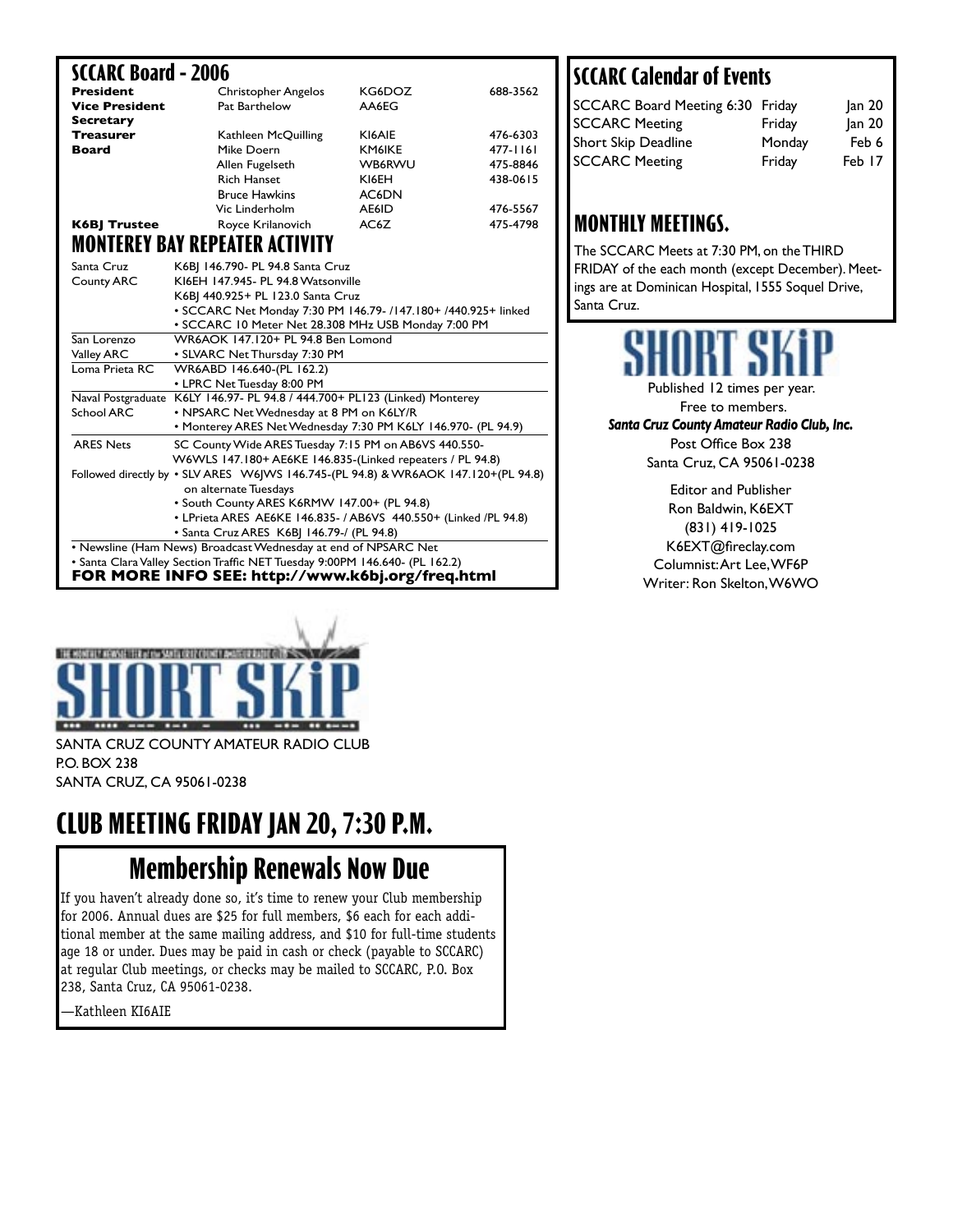## SCCARC Board - 2006

| | | | |
|---|---|---|---|
| **President** | Christopher Angelos | KG6DOZ | 688-3562 |
| **Vice President** | Pat Barthelow | AA6EG | |
| **Secretary** | | | |
| **Treasurer** | Kathleen McQuilling | KI6AIE | 476-6303 |
| **Board** | Mike Doern | KM6IKE | 477-1161 |
| | Allen Fugelseth | WB6RWU | 475-8846 |
| | Rich Hanset | KI6EH | 438-0615 |
| | Bruce Hawkins | AC6DN | |
| | Vic Linderholm | AE6ID | 476-5567 |
| **K6BJ Trustee** | Royce Krilanovich | AC6Z | 475-4798 |

## MONTEREY BAY REPEATER ACTIVITY

| | |
|---|---|
| Santa Cruz County ARC | K6BJ 146.790- PL 94.8 Santa Cruz<br>KI6EH 147.945- PL 94.8 Watsonville<br>K6BJ 440.925+ PL 123.0 Santa Cruz<br>• SCCARC Net Monday 7:30 PM 146.79- /147.180+ /440.925+ linked<br>• SCCARC 10 Meter Net 28.308 MHz USB Monday 7:00 PM |
| San Lorenzo Valley ARC | WR6AOK 147.120+ PL 94.8 Ben Lomond<br>• SLVARC Net Thursday 7:30 PM |
| Loma Prieta RC | WR6ABD 146.640-(PL 162.2)<br>• LPRC Net Tuesday 8:00 PM |
| Naval Postgraduate School ARC | K6LY 146.97- PL 94.8 / 444.700+ PL123 (Linked) Monterey<br>• NPSARC Net Wednesday at 8 PM on K6LY/R<br>• Monterey ARES Net Wednesday 7:30 PM K6LY 146.970- (PL 94.9) |
| ARES Nets | SC County Wide ARES Tuesday 7:15 PM on AB6VS 440.550-<br>W6WLS 147.180+ AE6KE 146.835-(Linked repeaters / PL 94.8) |
| Followed directly by | • SLV ARES W6JWS 146.745-(PL 94.8) & WR6AOK 147.120+(PL 94.8) on alternate Tuesdays<br>• South County ARES K6RMW 147.00+ (PL 94.8)<br>• LPrieta ARES AE6KE 146.835- / AB6VS 440.550+ (Linked /PL 94.8)<br>• Santa Cruz ARES K6BJ 146.79-/ (PL 94.8) |

• Newsline (Ham News) Broadcast Wednesday at end of NPSARC Net
• Santa Clara Valley Section Traffic NET Tuesday 9:00PM 146.640- (PL 162.2)

**FOR MORE INFO SEE: http://www.k6bj.org/freq.html**

## SCCARC Calendar of Events

| | | |
|---|---|---|
| SCCARC Board Meeting 6:30 | Friday | Jan 20 |
| SCCARC Meeting | Friday | Jan 20 |
| Short Skip Deadline | Monday | Feb 6 |
| SCCARC Meeting | Friday | Feb 17 |

## MONTHLY MEETINGS.

The SCCARC Meets at 7:30 PM, on the THIRD FRIDAY of the each month (except December). Meetings are at Dominican Hospital, 1555 Soquel Drive, Santa Cruz.

# SHORT SKiP

Published 12 times per year.
Free to members.
***Santa Cruz County Amateur Radio Club, Inc.***
Post Office Box 238
Santa Cruz, CA 95061-0238

Editor and Publisher
Ron Baldwin, K6EXT
(831) 419-1025
K6EXT@fireclay.com
Columnist: Art Lee, WF6P
Writer: Ron Skelton, W6WO

THE MONTHLY NEWSLETTER of the SANTA CRUZ COUNTY AMATEUR RADIO CLUB

SHORT SKiP

SANTA CRUZ COUNTY AMATEUR RADIO CLUB
P.O. BOX 238
SANTA CRUZ, CA 95061-0238

# CLUB MEETING FRIDAY JAN 20, 7:30 P.M.

## Membership Renewals Now Due

If you haven't already done so, it's time to renew your Club membership for 2006. Annual dues are $25 for full members, $6 each for each additional member at the same mailing address, and $10 for full-time students age 18 or under. Dues may be paid in cash or check (payable to SCCARC) at regular Club meetings, or checks may be mailed to SCCARC, P.O. Box 238, Santa Cruz, CA 95061-0238.

—Kathleen KI6AIE